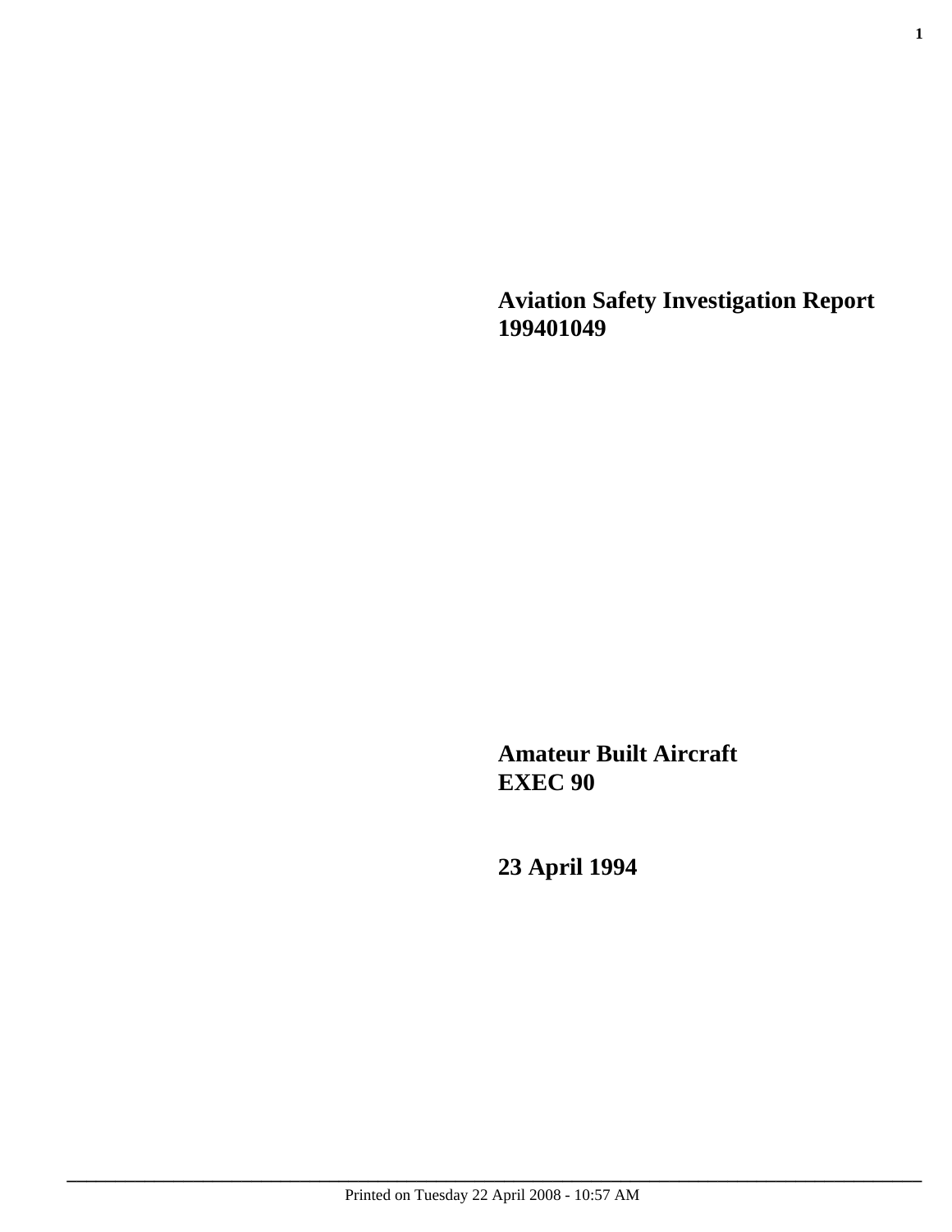# Aviation Safety Investigation Report 199401049

## Amateur Built Aircraft EXEC 90

## 23 April 1994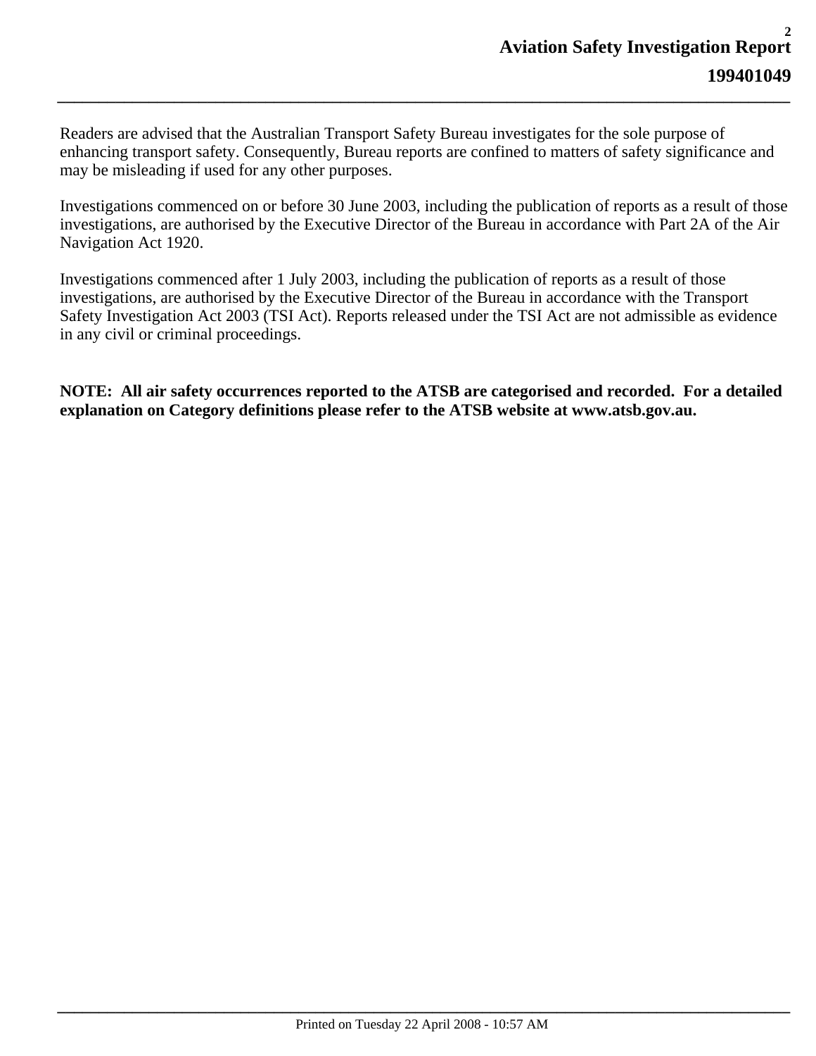Readers are advised that the Australian Transport Safety Bureau investigates for the sole purpose of enhancing transport safety. Consequently, Bureau reports are confined to matters of safety significance and may be misleading if used for any other purposes.

Investigations commenced on or before 30 June 2003, including the publication of reports as a result of those investigations, are authorised by the Executive Director of the Bureau in accordance with Part 2A of the Air Navigation Act 1920.

Investigations commenced after 1 July 2003, including the publication of reports as a result of those investigations, are authorised by the Executive Director of the Bureau in accordance with the Transport Safety Investigation Act 2003 (TSI Act). Reports released under the TSI Act are not admissible as evidence in any civil or criminal proceedings.

**NOTE: All air safety occurrences reported to the ATSB are categorised and recorded. For a detailed explanation on Category definitions please refer to the ATSB website at www.atsb.gov.au.**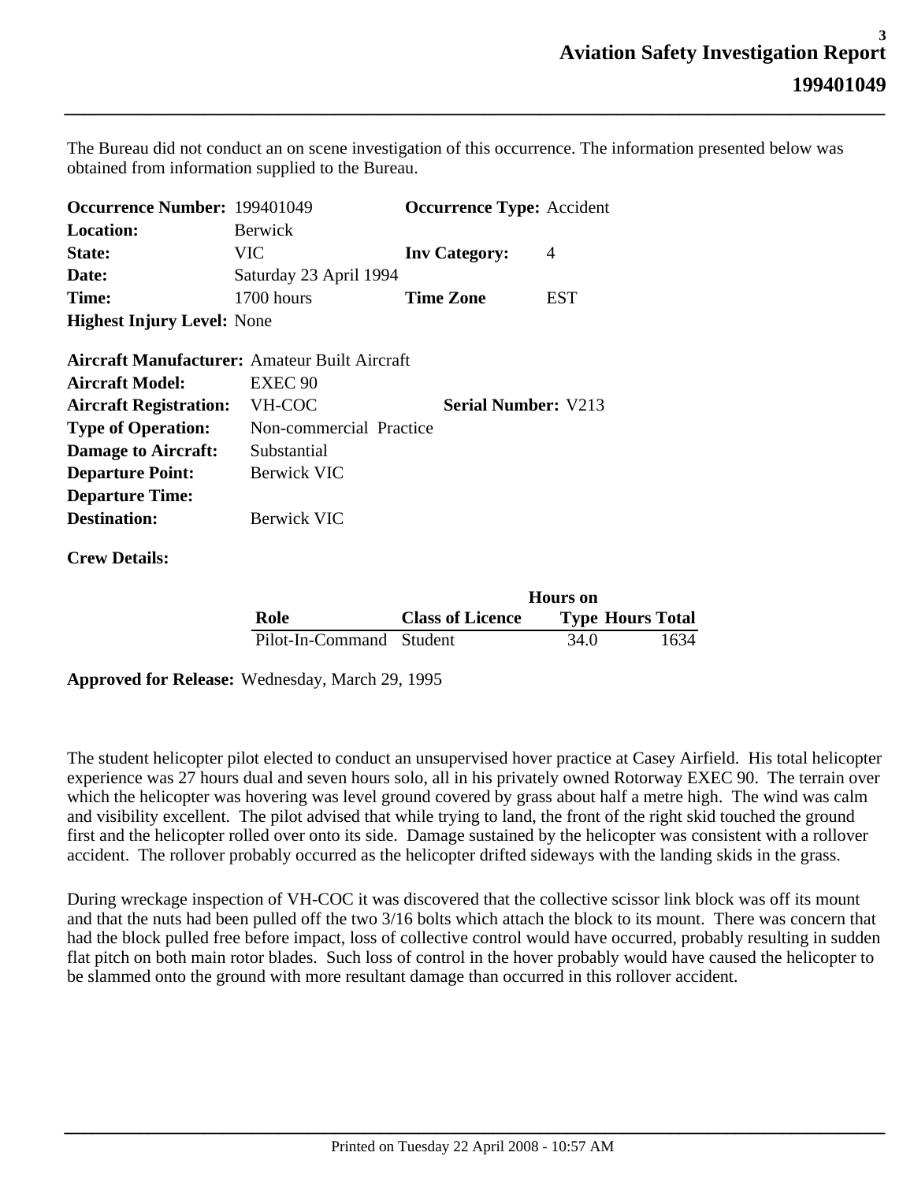# Aviation Safety Investigation Report

## 199401049

The Bureau did not conduct an on scene investigation of this occurrence. The information presented below was obtained from information supplied to the Bureau.

**Occurrence Number:** 199401049 **Occurrence Type:** Accident
**Location:** Berwick
**State:** VIC **Inv Category:** 4
**Date:** Saturday 23 April 1994
**Time:** 1700 hours **Time Zone** EST
**Highest Injury Level:** None

**Aircraft Manufacturer:** Amateur Built Aircraft
**Aircraft Model:** EXEC 90
**Aircraft Registration:** VH-COC **Serial Number:** V213
**Type of Operation:** Non-commercial Practice
**Damage to Aircraft:** Substantial
**Departure Point:** Berwick VIC
**Departure Time:**
**Destination:** Berwick VIC

**Crew Details:**

| Role | Class of Licence | Hours on Type | Hours Total |
|---|---|---|---|
| Pilot-In-Command | Student | 34.0 | 1634 |

**Approved for Release:** Wednesday, March 29, 1995

The student helicopter pilot elected to conduct an unsupervised hover practice at Casey Airfield. His total helicopter experience was 27 hours dual and seven hours solo, all in his privately owned Rotorway EXEC 90. The terrain over which the helicopter was hovering was level ground covered by grass about half a metre high. The wind was calm and visibility excellent. The pilot advised that while trying to land, the front of the right skid touched the ground first and the helicopter rolled over onto its side. Damage sustained by the helicopter was consistent with a rollover accident. The rollover probably occurred as the helicopter drifted sideways with the landing skids in the grass.

During wreckage inspection of VH-COC it was discovered that the collective scissor link block was off its mount and that the nuts had been pulled off the two 3/16 bolts which attach the block to its mount. There was concern that had the block pulled free before impact, loss of collective control would have occurred, probably resulting in sudden flat pitch on both main rotor blades. Such loss of control in the hover probably would have caused the helicopter to be slammed onto the ground with more resultant damage than occurred in this rollover accident.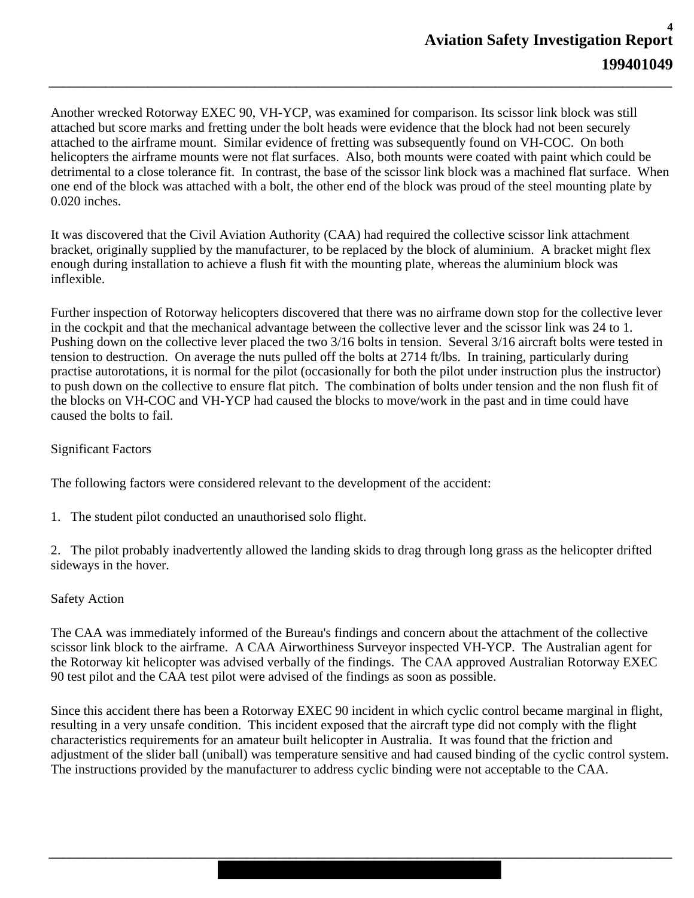Another wrecked Rotorway EXEC 90, VH-YCP, was examined for comparison. Its scissor link block was still attached but score marks and fretting under the bolt heads were evidence that the block had not been securely attached to the airframe mount. Similar evidence of fretting was subsequently found on VH-COC. On both helicopters the airframe mounts were not flat surfaces. Also, both mounts were coated with paint which could be detrimental to a close tolerance fit. In contrast, the base of the scissor link block was a machined flat surface. When one end of the block was attached with a bolt, the other end of the block was proud of the steel mounting plate by 0.020 inches.

It was discovered that the Civil Aviation Authority (CAA) had required the collective scissor link attachment bracket, originally supplied by the manufacturer, to be replaced by the block of aluminium. A bracket might flex enough during installation to achieve a flush fit with the mounting plate, whereas the aluminium block was inflexible.

Further inspection of Rotorway helicopters discovered that there was no airframe down stop for the collective lever in the cockpit and that the mechanical advantage between the collective lever and the scissor link was 24 to 1. Pushing down on the collective lever placed the two 3/16 bolts in tension. Several 3/16 aircraft bolts were tested in tension to destruction. On average the nuts pulled off the bolts at 2714 ft/lbs. In training, particularly during practise autorotations, it is normal for the pilot (occasionally for both the pilot under instruction plus the instructor) to push down on the collective to ensure flat pitch. The combination of bolts under tension and the non flush fit of the blocks on VH-COC and VH-YCP had caused the blocks to move/work in the past and in time could have caused the bolts to fail.

## Significant Factors

The following factors were considered relevant to the development of the accident:

1. The student pilot conducted an unauthorised solo flight.

2. The pilot probably inadvertently allowed the landing skids to drag through long grass as the helicopter drifted sideways in the hover.

## Safety Action

The CAA was immediately informed of the Bureau's findings and concern about the attachment of the collective scissor link block to the airframe. A CAA Airworthiness Surveyor inspected VH-YCP. The Australian agent for the Rotorway kit helicopter was advised verbally of the findings. The CAA approved Australian Rotorway EXEC 90 test pilot and the CAA test pilot were advised of the findings as soon as possible.

Since this accident there has been a Rotorway EXEC 90 incident in which cyclic control became marginal in flight, resulting in a very unsafe condition. This incident exposed that the aircraft type did not comply with the flight characteristics requirements for an amateur built helicopter in Australia. It was found that the friction and adjustment of the slider ball (uniball) was temperature sensitive and had caused binding of the cyclic control system. The instructions provided by the manufacturer to address cyclic binding were not acceptable to the CAA.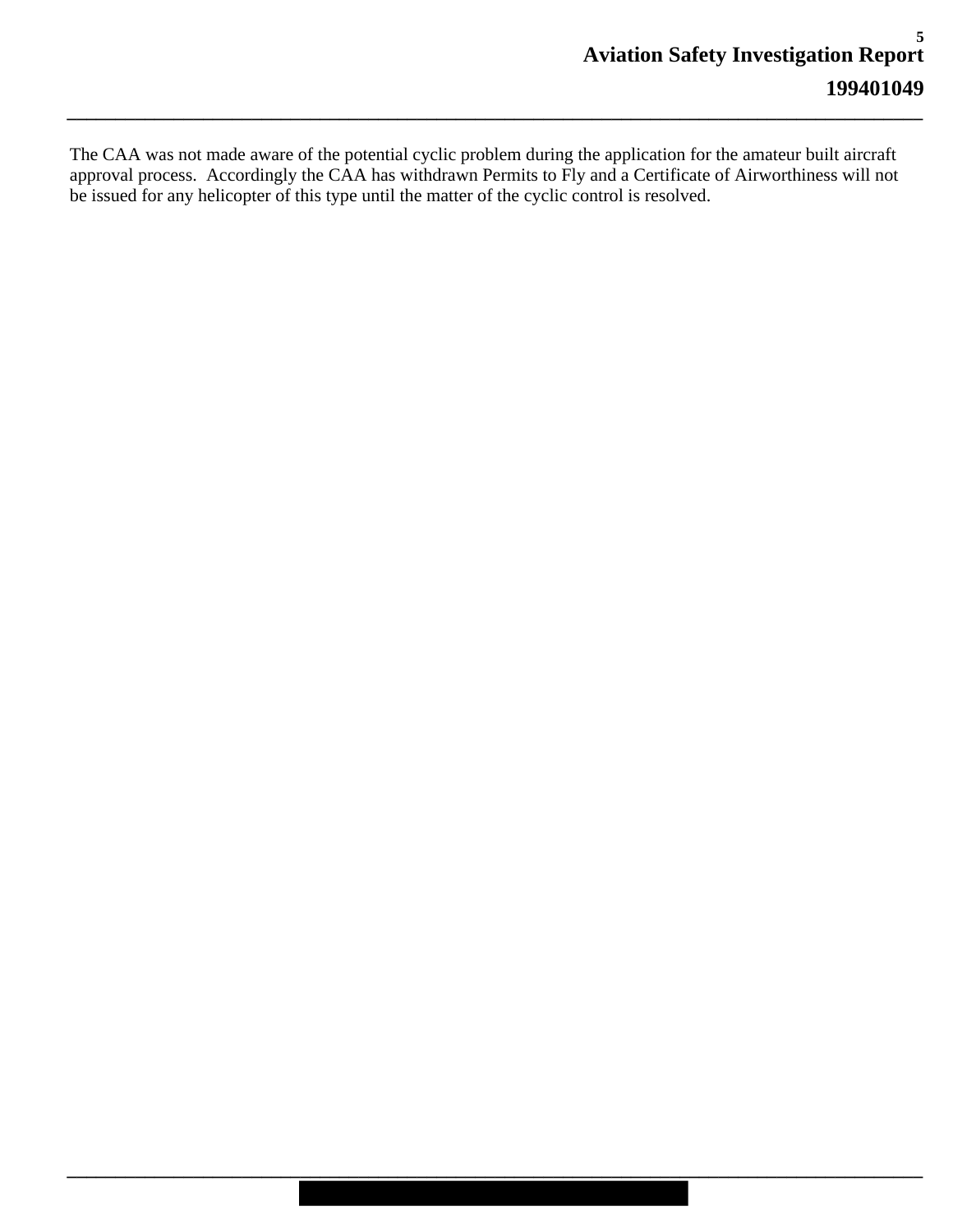The CAA was not made aware of the potential cyclic problem during the application for the amateur built aircraft approval process. Accordingly the CAA has withdrawn Permits to Fly and a Certificate of Airworthiness will not be issued for any helicopter of this type until the matter of the cyclic control is resolved.